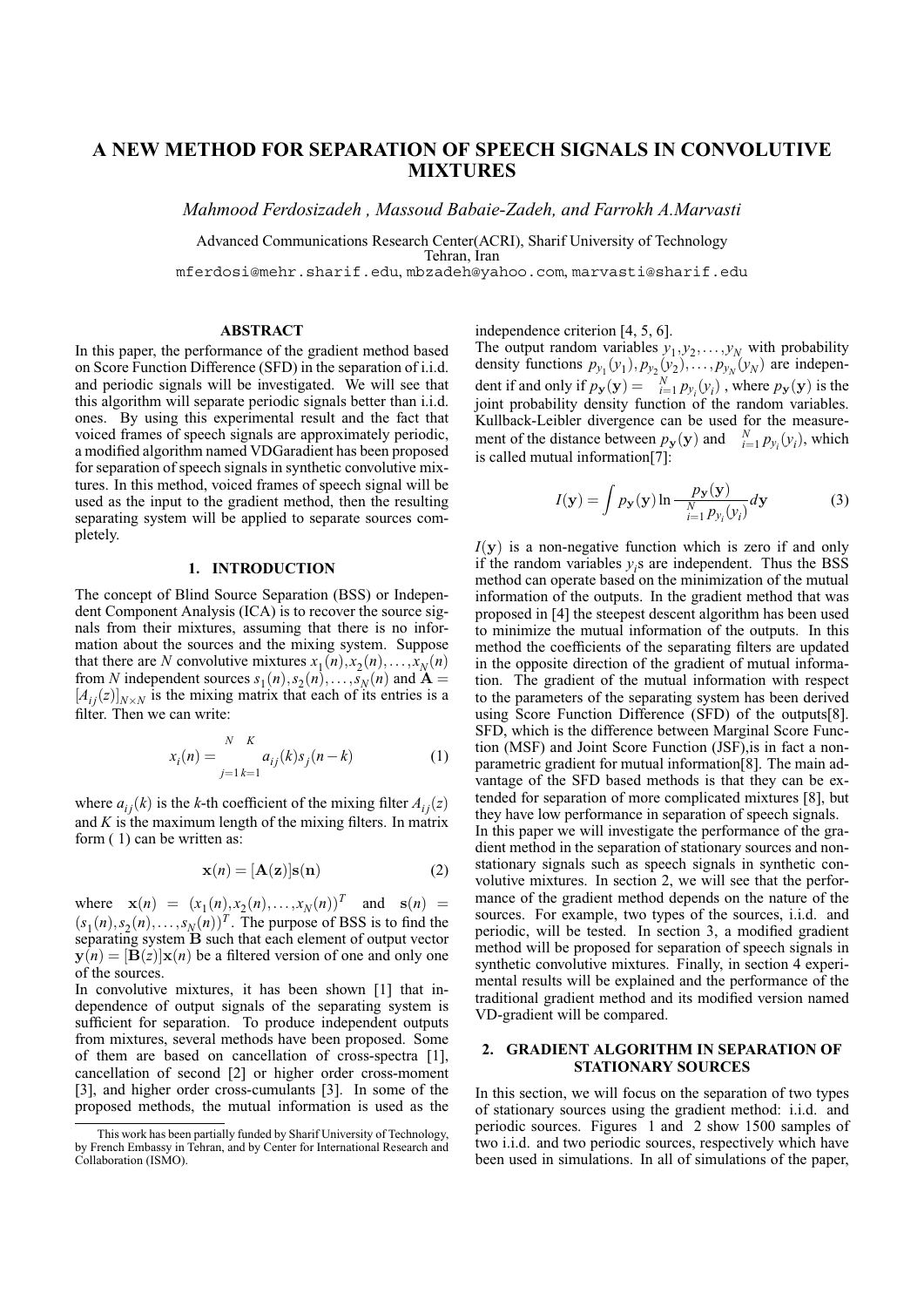# A NEW METHOD FOR SEPARATION OF SPEECH SIGNALS IN CONVOLUTIVE MIXTURES

*Mahmood Ferdosizadeh , Massoud Babaie-Zadeh, and Farrokh A.Marvasti*

Advanced Communications Research Center(ACRI), Sharif University of Technology
Tehran, Iran
mferdosi@mehr.sharif.edu, mbzadeh@yahoo.com, marvasti@sharif.edu

## ABSTRACT

In this paper, the performance of the gradient method based on Score Function Difference (SFD) in the separation of i.i.d. and periodic signals will be investigated. We will see that this algorithm will separate periodic signals better than i.i.d. ones. By using this experimental result and the fact that voiced frames of speech signals are approximately periodic, a modified algorithm named VDGaradient has been proposed for separation of speech signals in synthetic convolutive mixtures. In this method, voiced frames of speech signal will be used as the input to the gradient method, then the resulting separating system will be applied to separate sources completely.

## 1. INTRODUCTION

The concept of Blind Source Separation (BSS) or Independent Component Analysis (ICA) is to recover the source signals from their mixtures, assuming that there is no information about the sources and the mixing system. Suppose that there are $N$ convolutive mixtures $x_1(n), x_2(n), \ldots, x_N(n)$ from $N$ independent sources $s_1(n), s_2(n), \ldots, s_N(n)$ and $\mathbf{A} = [A_{ij}(z)]_{N\times N}$ is the mixing matrix that each of its entries is a filter. Then we can write:

$$x_i(n) = \sum_{j=1}^{N}\sum_{k=1}^{K} a_{ij}(k) s_j(n-k) \tag{1}$$

where $a_{ij}(k)$ is the $k$-th coefficient of the mixing filter $A_{ij}(z)$ and $K$ is the maximum length of the mixing filters. In matrix form ( 1) can be written as:

$$\mathbf{x}(n) = [\mathbf{A}(\mathbf{z})]\mathbf{s}(\mathbf{n}) \tag{2}$$

where $\mathbf{x}(n) = (x_1(n), x_2(n), \ldots, x_N(n))^T$ and $\mathbf{s}(n) = (s_1(n), s_2(n), \ldots, s_N(n))^T$. The purpose of BSS is to find the separating system $\mathbf{B}$ such that each element of output vector $\mathbf{y}(n) = [\mathbf{B}(z)]\mathbf{x}(n)$ be a filtered version of one and only one of the sources.

In convolutive mixtures, it has been shown [1] that independence of output signals of the separating system is sufficient for separation. To produce independent outputs from mixtures, several methods have been proposed. Some of them are based on cancellation of cross-spectra [1], cancellation of second [2] or higher order cross-moment [3], and higher order cross-cumulants [3]. In some of the proposed methods, the mutual information is used as the independence criterion [4, 5, 6].

The output random variables $y_1, y_2, \ldots, y_N$ with probability density functions $p_{y_1}(y_1), p_{y_2}(y_2), \ldots, p_{y_N}(y_N)$ are independent if and only if $p_{\mathbf{y}}(\mathbf{y}) = \prod_{i=1}^{N} p_{y_i}(y_i)$ , where $p_{\mathbf{y}}(\mathbf{y})$ is the joint probability density function of the random variables. Kullback-Leibler divergence can be used for the measurement of the distance between $p_{\mathbf{y}}(\mathbf{y})$ and $\prod_{i=1}^{N} p_{y_i}(y_i)$, which is called mutual information[7]:

$$I(\mathbf{y}) = \int p_{\mathbf{y}}(\mathbf{y}) \ln \frac{p_{\mathbf{y}}(\mathbf{y})}{\prod_{i=1}^{N} p_{y_i}(y_i)} d\mathbf{y} \tag{3}$$

$I(\mathbf{y})$ is a non-negative function which is zero if and only if the random variables $y_i$s are independent. Thus the BSS method can operate based on the minimization of the mutual information of the outputs. In the gradient method that was proposed in [4] the steepest descent algorithm has been used to minimize the mutual information of the outputs. In this method the coefficients of the separating filters are updated in the opposite direction of the gradient of mutual information. The gradient of the mutual information with respect to the parameters of the separating system has been derived using Score Function Difference (SFD) of the outputs[8]. SFD, which is the difference between Marginal Score Function (MSF) and Joint Score Function (JSF),is in fact a nonparametric gradient for mutual information[8]. The main advantage of the SFD based methods is that they can be extended for separation of more complicated mixtures [8], but they have low performance in separation of speech signals.

In this paper we will investigate the performance of the gradient method in the separation of stationary sources and nonstationary signals such as speech signals in synthetic convolutive mixtures. In section 2, we will see that the performance of the gradient method depends on the nature of the sources. For example, two types of the sources, i.i.d. and periodic, will be tested. In section 3, a modified gradient method will be proposed for separation of speech signals in synthetic convolutive mixtures. Finally, in section 4 experimental results will be explained and the performance of the traditional gradient method and its modified version named VD-gradient will be compared.

## 2. GRADIENT ALGORITHM IN SEPARATION OF STATIONARY SOURCES

In this section, we will focus on the separation of two types of stationary sources using the gradient method: i.i.d. and periodic sources. Figures 1 and 2 show 1500 samples of two i.i.d. and two periodic sources, respectively which have been used in simulations. In all of simulations of the paper,

This work has been partially funded by Sharif University of Technology, by French Embassy in Tehran, and by Center for International Research and Collaboration (ISMO).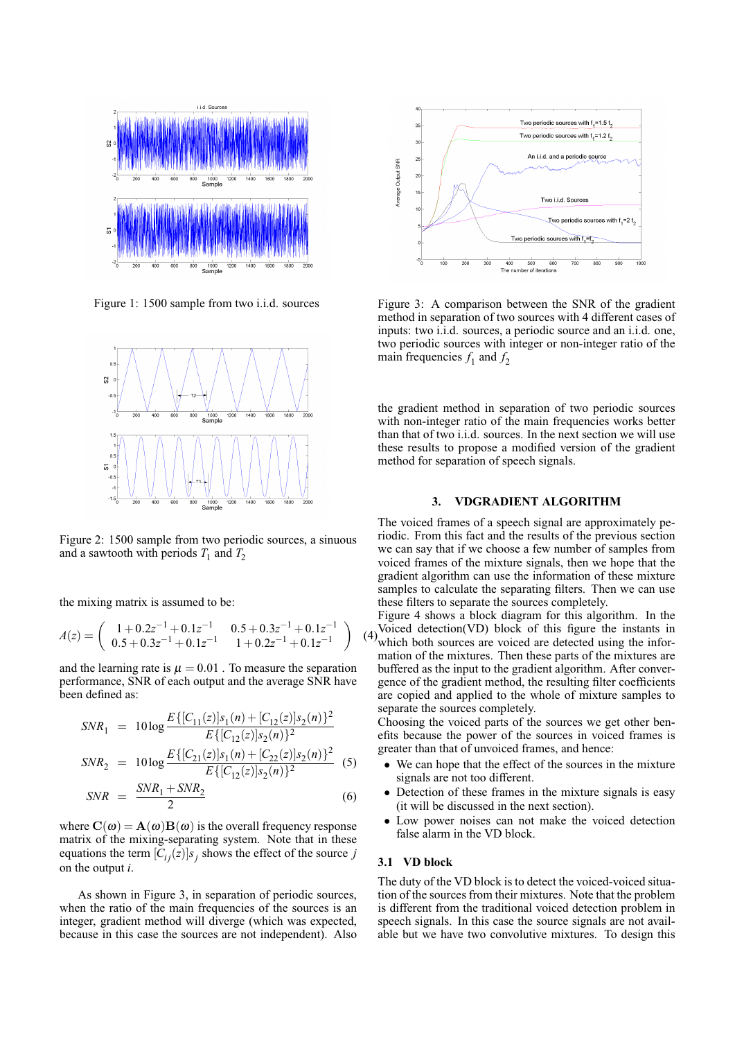Figure 1: 1500 sample from two i.i.d. sources

Figure 2: 1500 sample from two periodic sources, a sinuous and a sawtooth with periods $T_1$ and $T_2$

the mixing matrix is assumed to be:

$$A(z) = \begin{pmatrix} 1+0.2z^{-1}+0.1z^{-1} & 0.5+0.3z^{-1}+0.1z^{-1} \\ 0.5+0.3z^{-1}+0.1z^{-1} & 1+0.2z^{-1}+0.1z^{-1} \end{pmatrix} \quad (4)$$

and the learning rate is $\mu = 0.01$ . To measure the separation performance, SNR of each output and the average SNR have been defined as:

$$SNR_1 = 10\log \frac{E\{[C_{11}(z)]s_1(n) + [C_{12}(z)]s_2(n)\}^2}{E\{[C_{12}(z)]s_2(n)\}^2}$$

$$SNR_2 = 10\log \frac{E\{[C_{21}(z)]s_1(n) + [C_{22}(z)]s_2(n)\}^2}{E\{[C_{12}(z)]s_2(n)\}^2} \quad (5)$$

$$SNR = \frac{SNR_1 + SNR_2}{2} \quad (6)$$

where $\mathbf{C}(\omega) = \mathbf{A}(\omega)\mathbf{B}(\omega)$ is the overall frequency response matrix of the mixing-separating system. Note that in these equations the term $[C_{ij}(z)]s_j$ shows the effect of the source $j$ on the output $i$.

As shown in Figure 3, in separation of periodic sources, when the ratio of the main frequencies of the sources is an integer, gradient method will diverge (which was expected, because in this case the sources are not independent). Also the gradient method in separation of two periodic sources with non-integer ratio of the main frequencies works better than that of two i.i.d. sources. In the next section we will use these results to propose a modified version of the gradient method for separation of speech signals.

Figure 3: A comparison between the SNR of the gradient method in separation of two sources with 4 different cases of inputs: two i.i.d. sources, a periodic source and an i.i.d. one, two periodic sources with integer or non-integer ratio of the main frequencies $f_1$ and $f_2$

## 3. VDGRADIENT ALGORITHM

The voiced frames of a speech signal are approximately periodic. From this fact and the results of the previous section we can say that if we choose a few number of samples from voiced frames of the mixture signals, then we hope that the gradient algorithm can use the information of these mixture samples to calculate the separating filters. Then we can use these filters to separate the sources completely.

Figure 4 shows a block diagram for this algorithm. In the Voiced detection(VD) block of this figure the instants in which both sources are voiced are detected using the information of the mixtures. Then these parts of the mixtures are buffered as the input to the gradient algorithm. After convergence of the gradient method, the resulting filter coefficients are copied and applied to the whole of mixture samples to separate the sources completely.

Choosing the voiced parts of the sources we get other benefits because the power of the sources in voiced frames is greater than that of unvoiced frames, and hence:

- We can hope that the effect of the sources in the mixture signals are not too different.
- Detection of these frames in the mixture signals is easy (it will be discussed in the next section).
- Low power noises can not make the voiced detection false alarm in the VD block.

### 3.1 VD block

The duty of the VD block is to detect the voiced-voiced situation of the sources from their mixtures. Note that the problem is different from the traditional voiced detection problem in speech signals. In this case the source signals are not available but we have two convolutive mixtures. To design this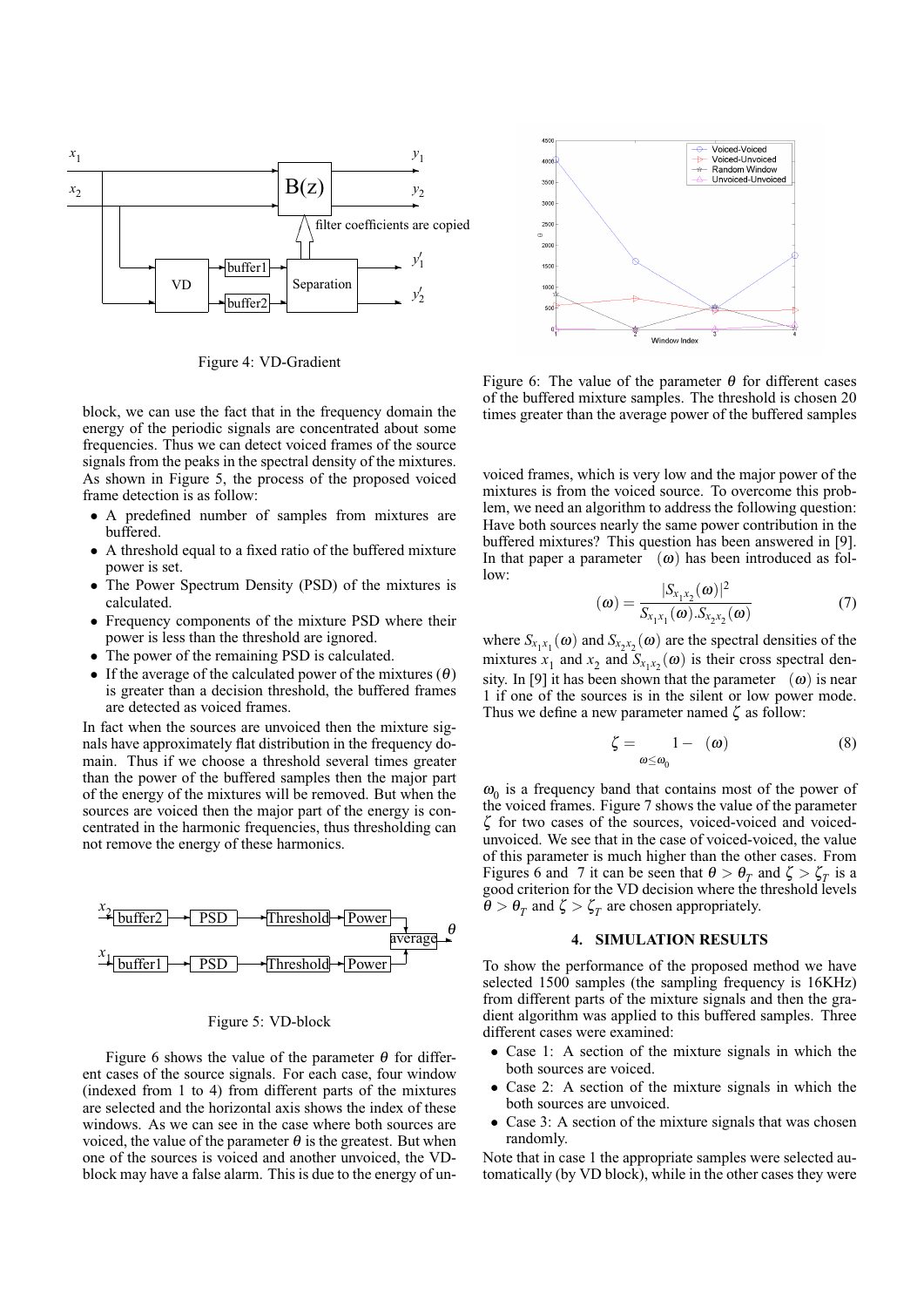Figure 4: VD-Gradient

block, we can use the fact that in the frequency domain the energy of the periodic signals are concentrated about some frequencies. Thus we can detect voiced frames of the source signals from the peaks in the spectral density of the mixtures. As shown in Figure 5, the process of the proposed voiced frame detection is as follow:

- A predefined number of samples from mixtures are buffered.
- A threshold equal to a fixed ratio of the buffered mixture power is set.
- The Power Spectrum Density (PSD) of the mixtures is calculated.
- Frequency components of the mixture PSD where their power is less than the threshold are ignored.
- The power of the remaining PSD is calculated.
- If the average of the calculated power of the mixtures ($\theta$) is greater than a decision threshold, the buffered frames are detected as voiced frames.

In fact when the sources are unvoiced then the mixture signals have approximately flat distribution in the frequency domain. Thus if we choose a threshold several times greater than the power of the buffered samples then the major part of the energy of the mixtures will be removed. But when the sources are voiced then the major part of the energy is concentrated in the harmonic frequencies, thus thresholding can not remove the energy of these harmonics.

Figure 5: VD-block

Figure 6 shows the value of the parameter $\theta$ for different cases of the source signals. For each case, four window (indexed from 1 to 4) from different parts of the mixtures are selected and the horizontal axis shows the index of these windows. As we can see in the case where both sources are voiced, the value of the parameter $\theta$ is the greatest. But when one of the sources is voiced and another unvoiced, the VD-block may have a false alarm. This is due to the energy of unvoiced frames, which is very low and the major power of the mixtures is from the voiced source. To overcome this problem, we need an algorithm to address the following question: Have both sources nearly the same power contribution in the buffered mixtures? This question has been answered in [9]. In that paper a parameter $(\omega)$ has been introduced as follow:

Figure 6: The value of the parameter $\theta$ for different cases of the buffered mixture samples. The threshold is chosen 20 times greater than the average power of the buffered samples

$$(\omega) = \frac{|S_{x_1x_2}(\omega)|^2}{S_{x_1x_1}(\omega).S_{x_2x_2}(\omega)} \tag{7}$$

where $S_{x_1x_1}(\omega)$ and $S_{x_2x_2}(\omega)$ are the spectral densities of the mixtures $x_1$ and $x_2$ and $S_{x_1x_2}(\omega)$ is their cross spectral density. In [9] it has been shown that the parameter $(\omega)$ is near 1 if one of the sources is in the silent or low power mode. Thus we define a new parameter named $\zeta$ as follow:

$$\zeta = \sum_{\omega \leq \omega_0} 1 - (\omega) \tag{8}$$

$\omega_0$ is a frequency band that contains most of the power of the voiced frames. Figure 7 shows the value of the parameter $\zeta$ for two cases of the sources, voiced-voiced and voiced-unvoiced. We see that in the case of voiced-voiced, the value of this parameter is much higher than the other cases. From Figures 6 and 7 it can be seen that $\theta > \theta_T$ and $\zeta > \zeta_T$ is a good criterion for the VD decision where the threshold levels $\theta > \theta_T$ and $\zeta > \zeta_T$ are chosen appropriately.

## 4. SIMULATION RESULTS

To show the performance of the proposed method we have selected 1500 samples (the sampling frequency is 16KHz) from different parts of the mixture signals and then the gradient algorithm was applied to this buffered samples. Three different cases were examined:

- Case 1: A section of the mixture signals in which the both sources are voiced.
- Case 2: A section of the mixture signals in which the both sources are unvoiced.
- Case 3: A section of the mixture signals that was chosen randomly.

Note that in case 1 the appropriate samples were selected automatically (by VD block), while in the other cases they were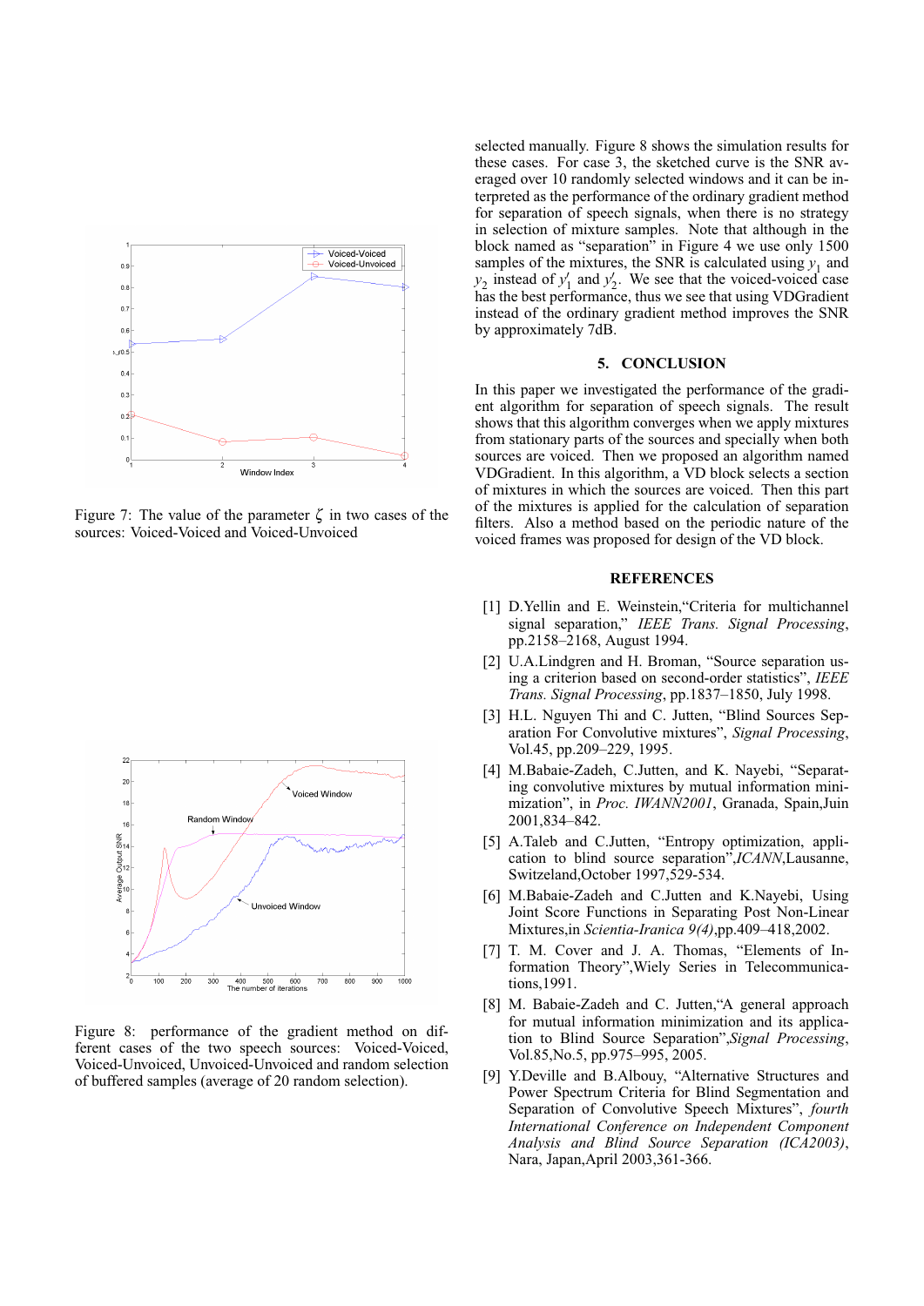1
0.9
0.8
0.7
0.6
ζ 0.5
0.4
0.3
0.2
0.1
0
1
2
3
4
Window Index
Voiced-Voiced
Voiced-Unvoiced

Figure 7: The value of the parameter $\zeta$ in two cases of the sources: Voiced-Voiced and Voiced-Unvoiced

22
20
18
16
14
12
10
8
6
4
2
0
100
200
300
400
500
600
700
800
900
1000
The number of iterations
Average Output SNR
Random Window
Voiced Window
Unvoiced Window

Figure 8: performance of the gradient method on different cases of the two speech sources: Voiced-Voiced, Voiced-Unvoiced, Unvoiced-Unvoiced and random selection of buffered samples (average of 20 random selection).

selected manually. Figure 8 shows the simulation results for these cases. For case 3, the sketched curve is the SNR averaged over 10 randomly selected windows and it can be interpreted as the performance of the ordinary gradient method for separation of speech signals, when there is no strategy in selection of mixture samples. Note that although in the block named as "separation" in Figure 4 we use only 1500 samples of the mixtures, the SNR is calculated using $y_1$ and $y_2$ instead of $y'_1$ and $y'_2$. We see that the voiced-voiced case has the best performance, thus we see that using VDGradient instead of the ordinary gradient method improves the SNR by approximately 7dB.

## 5. CONCLUSION

In this paper we investigated the performance of the gradient algorithm for separation of speech signals. The result shows that this algorithm converges when we apply mixtures from stationary parts of the sources and specially when both sources are voiced. Then we proposed an algorithm named VDGradient. In this algorithm, a VD block selects a section of mixtures in which the sources are voiced. Then this part of the mixtures is applied for the calculation of separation filters. Also a method based on the periodic nature of the voiced frames was proposed for design of the VD block.

## REFERENCES

[1] D.Yellin and E. Weinstein,"Criteria for multichannel signal separation," *IEEE Trans. Signal Processing*, pp.2158–2168, August 1994.

[2] U.A.Lindgren and H. Broman, "Source separation using a criterion based on second-order statistics", *IEEE Trans. Signal Processing*, pp.1837–1850, July 1998.

[3] H.L. Nguyen Thi and C. Jutten, "Blind Sources Separation For Convolutive mixtures", *Signal Processing*, Vol.45, pp.209–229, 1995.

[4] M.Babaie-Zadeh, C.Jutten, and K. Nayebi, "Separating convolutive mixtures by mutual information minimization", in *Proc. IWANN2001*, Granada, Spain,Juin 2001,834–842.

[5] A.Taleb and C.Jutten, "Entropy optimization, application to blind source separation",*ICANN*,Lausanne, Switzeland,October 1997,529-534.

[6] M.Babaie-Zadeh and C.Jutten and K.Nayebi, Using Joint Score Functions in Separating Post Non-Linear Mixtures,in *Scientia-Iranica 9(4)*,pp.409–418,2002.

[7] T. M. Cover and J. A. Thomas, "Elements of Information Theory",Wiely Series in Telecommunications,1991.

[8] M. Babaie-Zadeh and C. Jutten,"A general approach for mutual information minimization and its application to Blind Source Separation",*Signal Processing*, Vol.85,No.5, pp.975–995, 2005.

[9] Y.Deville and B.Albouy, "Alternative Structures and Power Spectrum Criteria for Blind Segmentation and Separation of Convolutive Speech Mixtures", *fourth International Conference on Independent Component Analysis and Blind Source Separation (ICA2003)*, Nara, Japan,April 2003,361-366.